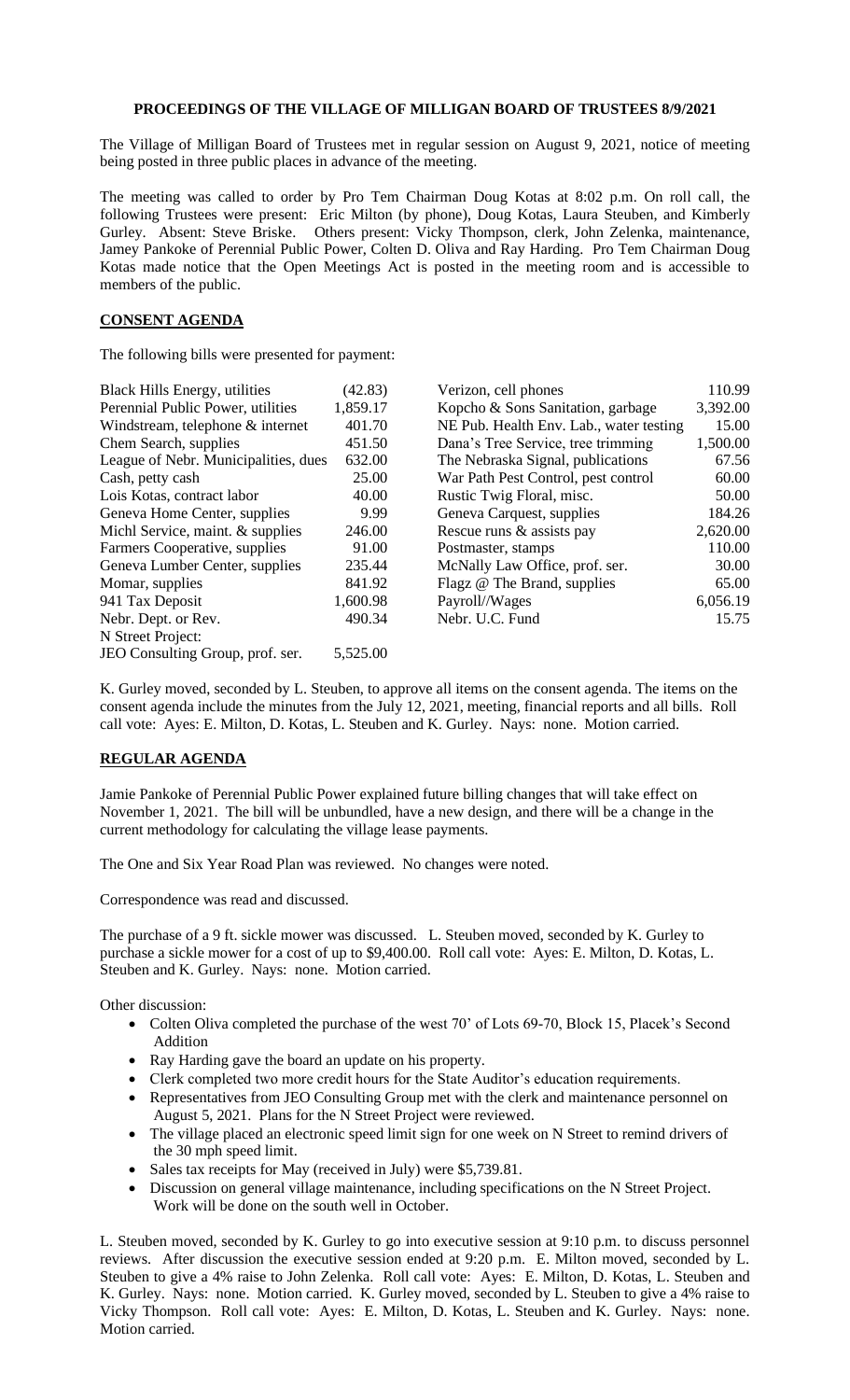# PROCEEDINGS OF THE VILLAGE OF MILLIGAN BOARD OF TRUSTEES 8/9/2021

The Village of Milligan Board of Trustees met in regular session on August 9, 2021, notice of meeting being posted in three public places in advance of the meeting.

The meeting was called to order by Pro Tem Chairman Doug Kotas at 8:02 p.m. On roll call, the following Trustees were present: Eric Milton (by phone), Doug Kotas, Laura Steuben, and Kimberly Gurley. Absent: Steve Briske. Others present: Vicky Thompson, clerk, John Zelenka, maintenance, Jamey Pankoke of Perennial Public Power, Colten D. Oliva and Ray Harding. Pro Tem Chairman Doug Kotas made notice that the Open Meetings Act is posted in the meeting room and is accessible to members of the public.

## CONSENT AGENDA

The following bills were presented for payment:

| | | | |
|---|---|---|---|
| Black Hills Energy, utilities | (42.83) | Verizon, cell phones | 110.99 |
| Perennial Public Power, utilities | 1,859.17 | Kopcho & Sons Sanitation, garbage | 3,392.00 |
| Windstream, telephone & internet | 401.70 | NE Pub. Health Env. Lab., water testing | 15.00 |
| Chem Search, supplies | 451.50 | Dana's Tree Service, tree trimming | 1,500.00 |
| League of Nebr. Municipalities, dues | 632.00 | The Nebraska Signal, publications | 67.56 |
| Cash, petty cash | 25.00 | War Path Pest Control, pest control | 60.00 |
| Lois Kotas, contract labor | 40.00 | Rustic Twig Floral, misc. | 50.00 |
| Geneva Home Center, supplies | 9.99 | Geneva Carquest, supplies | 184.26 |
| Michl Service, maint. & supplies | 246.00 | Rescue runs & assists pay | 2,620.00 |
| Farmers Cooperative, supplies | 91.00 | Postmaster, stamps | 110.00 |
| Geneva Lumber Center, supplies | 235.44 | McNally Law Office, prof. ser. | 30.00 |
| Momar, supplies | 841.92 | Flagz @ The Brand, supplies | 65.00 |
| 941 Tax Deposit | 1,600.98 | Payroll//Wages | 6,056.19 |
| Nebr. Dept. or Rev. | 490.34 | Nebr. U.C. Fund | 15.75 |
| N Street Project: | | | |
| JEO Consulting Group, prof. ser. | 5,525.00 | | |

K. Gurley moved, seconded by L. Steuben, to approve all items on the consent agenda. The items on the consent agenda include the minutes from the July 12, 2021, meeting, financial reports and all bills. Roll call vote: Ayes: E. Milton, D. Kotas, L. Steuben and K. Gurley. Nays: none. Motion carried.

## REGULAR AGENDA

Jamie Pankoke of Perennial Public Power explained future billing changes that will take effect on November 1, 2021. The bill will be unbundled, have a new design, and there will be a change in the current methodology for calculating the village lease payments.

The One and Six Year Road Plan was reviewed. No changes were noted.

Correspondence was read and discussed.

The purchase of a 9 ft. sickle mower was discussed. L. Steuben moved, seconded by K. Gurley to purchase a sickle mower for a cost of up to $9,400.00. Roll call vote: Ayes: E. Milton, D. Kotas, L. Steuben and K. Gurley. Nays: none. Motion carried.

Other discussion:

- Colten Oliva completed the purchase of the west 70' of Lots 69-70, Block 15, Placek's Second Addition
- Ray Harding gave the board an update on his property.
- Clerk completed two more credit hours for the State Auditor's education requirements.
- Representatives from JEO Consulting Group met with the clerk and maintenance personnel on August 5, 2021. Plans for the N Street Project were reviewed.
- The village placed an electronic speed limit sign for one week on N Street to remind drivers of the 30 mph speed limit.
- Sales tax receipts for May (received in July) were $5,739.81.
- Discussion on general village maintenance, including specifications on the N Street Project. Work will be done on the south well in October.

L. Steuben moved, seconded by K. Gurley to go into executive session at 9:10 p.m. to discuss personnel reviews. After discussion the executive session ended at 9:20 p.m. E. Milton moved, seconded by L. Steuben to give a 4% raise to John Zelenka. Roll call vote: Ayes: E. Milton, D. Kotas, L. Steuben and K. Gurley. Nays: none. Motion carried. K. Gurley moved, seconded by L. Steuben to give a 4% raise to Vicky Thompson. Roll call vote: Ayes: E. Milton, D. Kotas, L. Steuben and K. Gurley. Nays: none. Motion carried.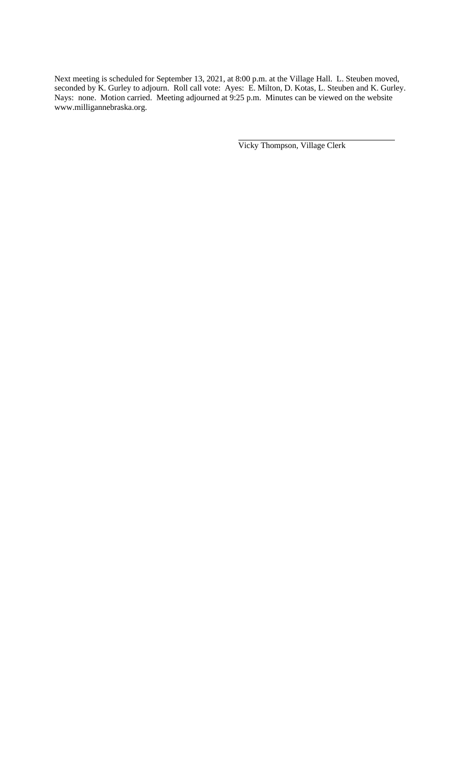Next meeting is scheduled for September 13, 2021, at 8:00 p.m. at the Village Hall. L. Steuben moved, seconded by K. Gurley to adjourn. Roll call vote: Ayes: E. Milton, D. Kotas, L. Steuben and K. Gurley. Nays: none. Motion carried. Meeting adjourned at 9:25 p.m. Minutes can be viewed on the website www.milligannebraska.org.

\_\_\_\_\_\_\_\_\_\_\_\_\_\_\_\_\_\_\_\_\_\_\_\_\_\_\_\_\_\_\_\_\_\_\_\_

Vicky Thompson, Village Clerk